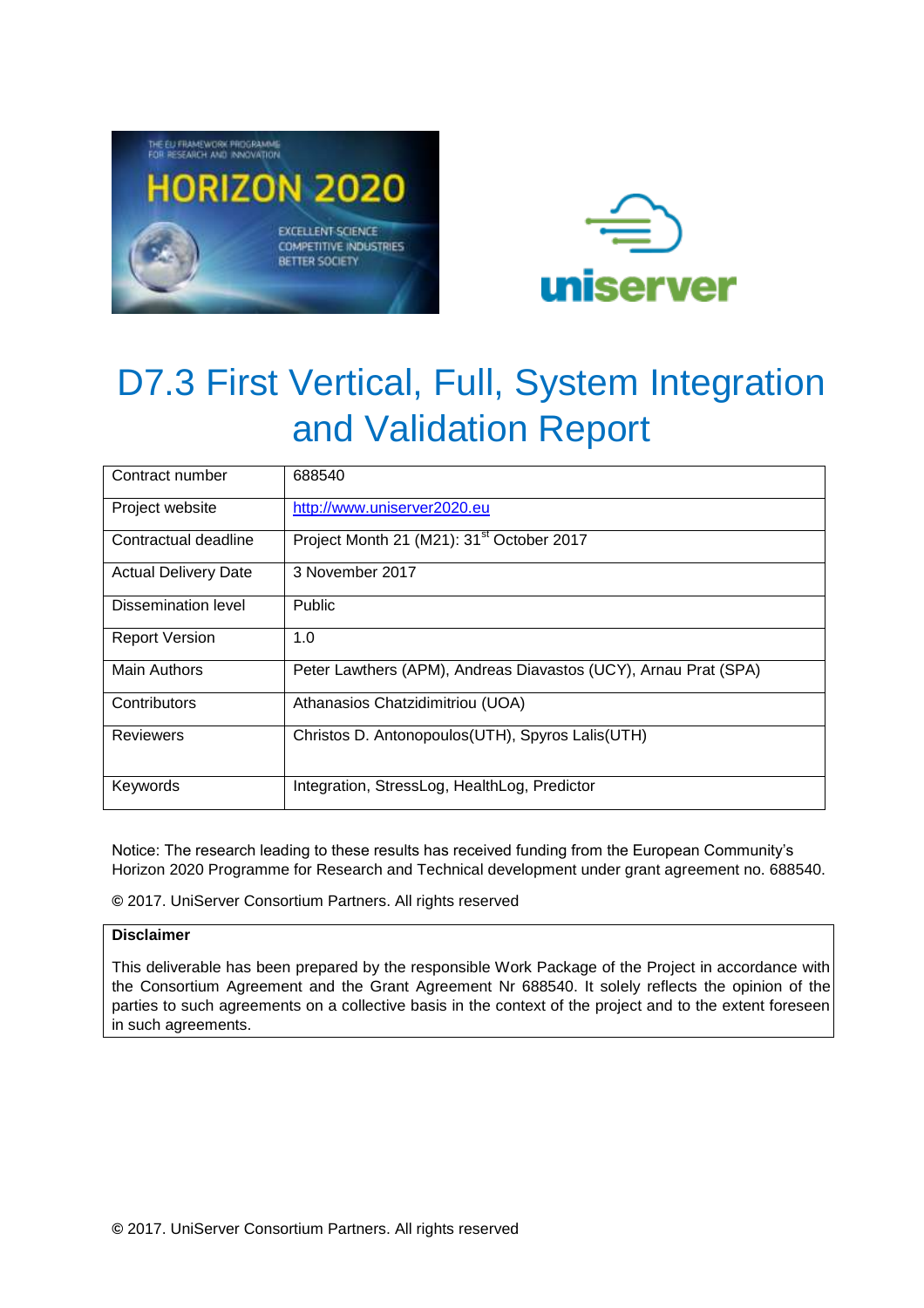# D7.3 First Vertical, Full, System Integration and Validation Report

| Contract number | 688540 |
|---|---|
| Project website | http://www.uniserver2020.eu |
| Contractual deadline | Project Month 21 (M21): 31st October 2017 |
| Actual Delivery Date | 3 November 2017 |
| Dissemination level | Public |
| Report Version | 1.0 |
| Main Authors | Peter Lawthers (APM), Andreas Diavastos (UCY), Arnau Prat (SPA) |
| Contributors | Athanasios Chatzidimitriou (UOA) |
| Reviewers | Christos D. Antonopoulos(UTH), Spyros Lalis(UTH) |
| Keywords | Integration, StressLog, HealthLog, Predictor |

Notice: The research leading to these results has received funding from the European Community's Horizon 2020 Programme for Research and Technical development under grant agreement no. 688540.

© 2017. UniServer Consortium Partners. All rights reserved

**Disclaimer**

This deliverable has been prepared by the responsible Work Package of the Project in accordance with the Consortium Agreement and the Grant Agreement Nr 688540. It solely reflects the opinion of the parties to such agreements on a collective basis in the context of the project and to the extent foreseen in such agreements.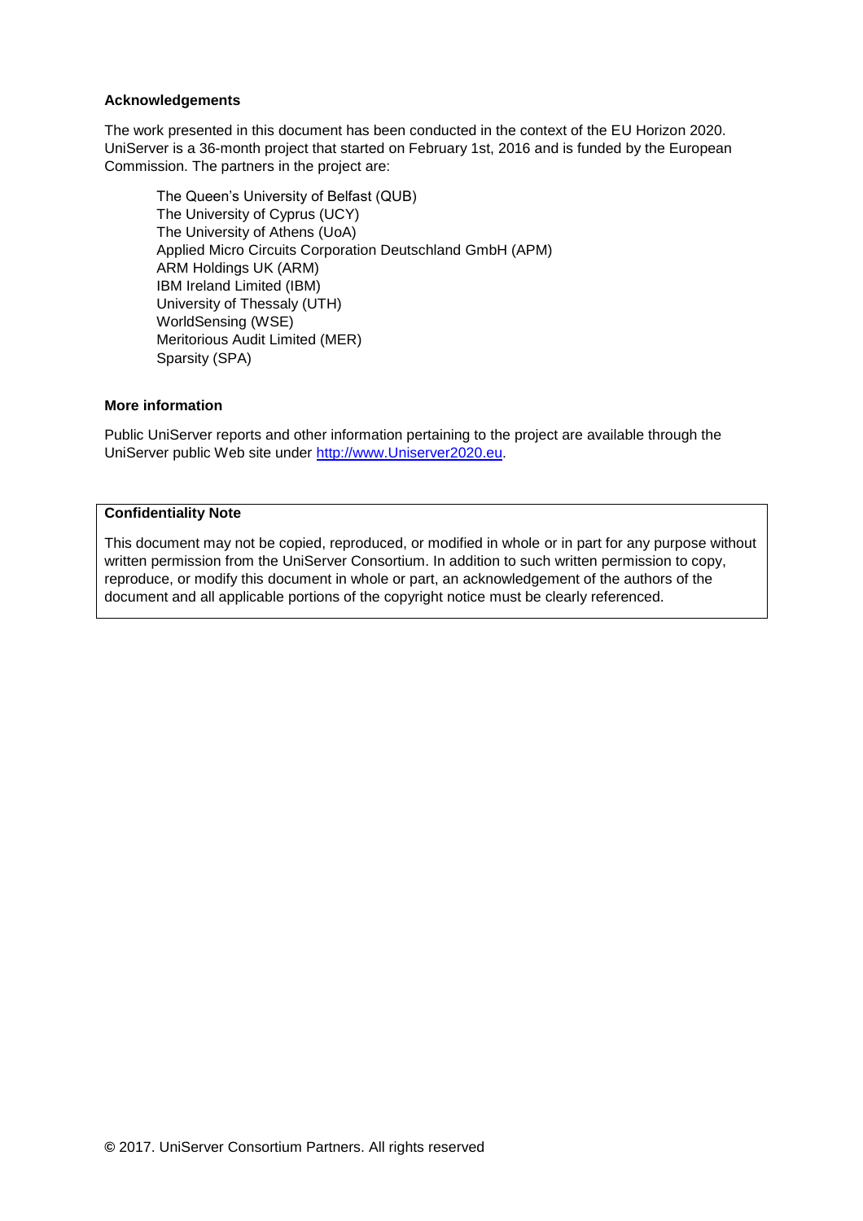**Acknowledgements**

The work presented in this document has been conducted in the context of the EU Horizon 2020. UniServer is a 36-month project that started on February 1st, 2016 and is funded by the European Commission. The partners in the project are:

The Queen's University of Belfast (QUB)
The University of Cyprus (UCY)
The University of Athens (UoA)
Applied Micro Circuits Corporation Deutschland GmbH (APM)
ARM Holdings UK (ARM)
IBM Ireland Limited (IBM)
University of Thessaly (UTH)
WorldSensing (WSE)
Meritorious Audit Limited (MER)
Sparsity (SPA)

**More information**

Public UniServer reports and other information pertaining to the project are available through the UniServer public Web site under [http://www.Uniserver2020.eu](http://www.Uniserver2020.eu).

**Confidentiality Note**

This document may not be copied, reproduced, or modified in whole or in part for any purpose without written permission from the UniServer Consortium. In addition to such written permission to copy, reproduce, or modify this document in whole or part, an acknowledgement of the authors of the document and all applicable portions of the copyright notice must be clearly referenced.

© 2017. UniServer Consortium Partners. All rights reserved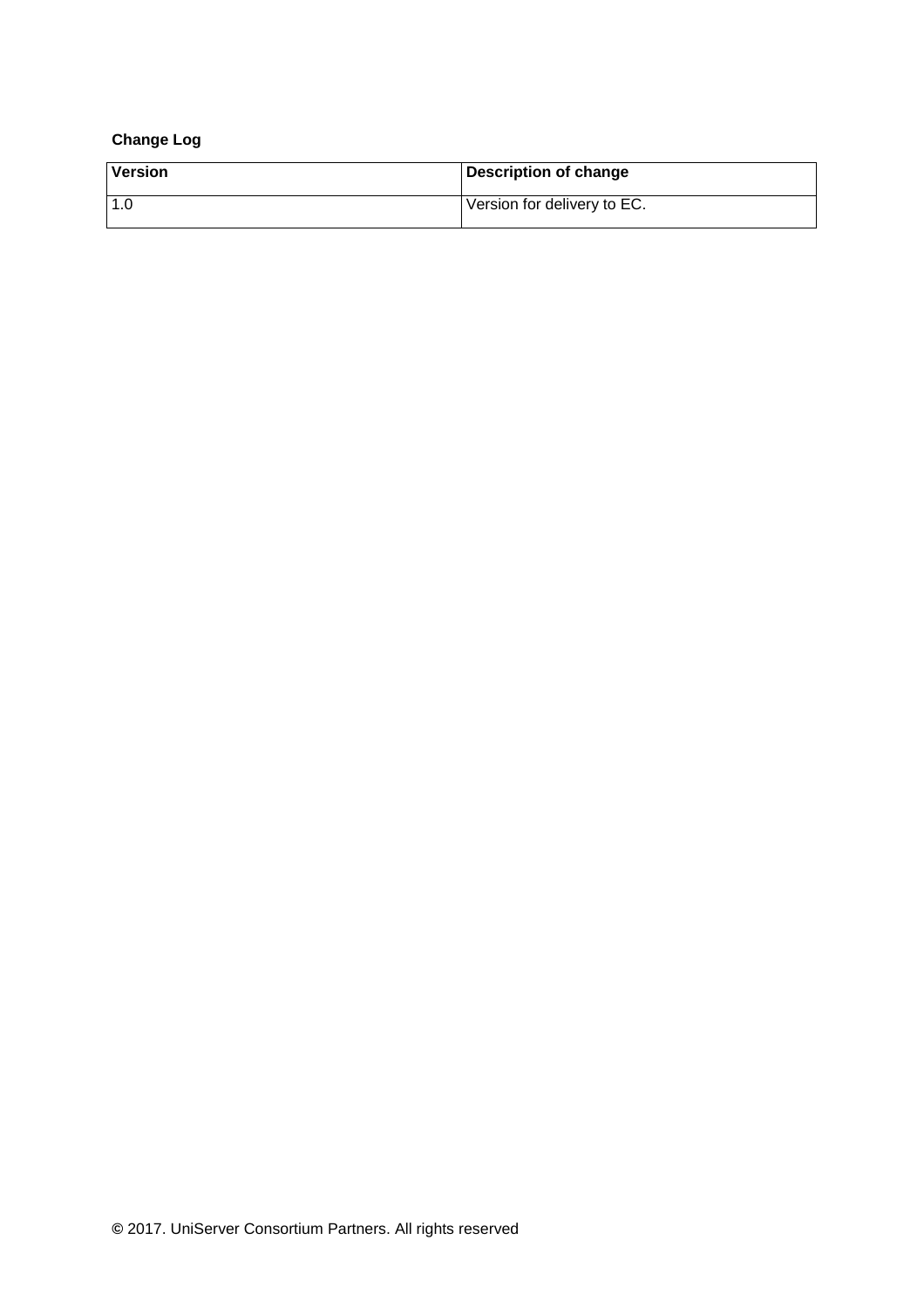**Change Log**

| Version | Description of change |
| --- | --- |
| 1.0 | Version for delivery to EC. |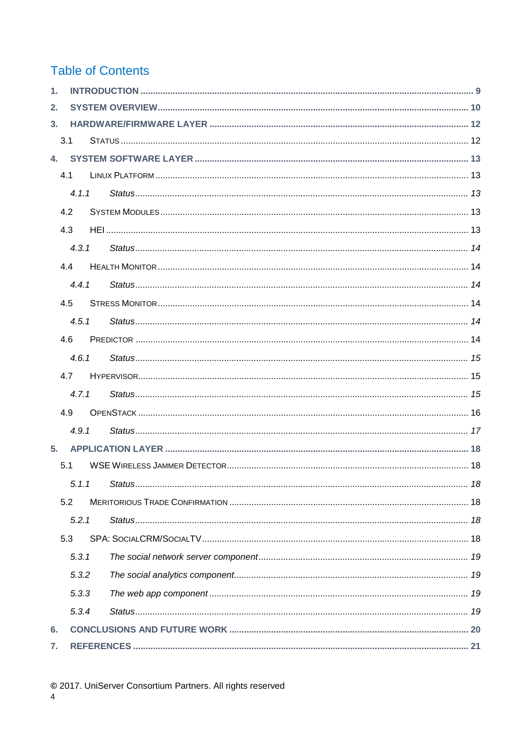# Table of Contents

1. INTRODUCTION ..... 9
2. SYSTEM OVERVIEW ..... 10
3. HARDWARE/FIRMWARE LAYER ..... 12
   - 3.1 STATUS ..... 12
4. SYSTEM SOFTWARE LAYER ..... 13
   - 4.1 LINUX PLATFORM ..... 13
     - *4.1.1 Status ..... 13*
   - 4.2 SYSTEM MODULES ..... 13
   - 4.3 HEI ..... 13
     - *4.3.1 Status ..... 14*
   - 4.4 HEALTH MONITOR ..... 14
     - *4.4.1 Status ..... 14*
   - 4.5 STRESS MONITOR ..... 14
     - *4.5.1 Status ..... 14*
   - 4.6 PREDICTOR ..... 14
     - *4.6.1 Status ..... 15*
   - 4.7 HYPERVISOR ..... 15
     - *4.7.1 Status ..... 15*
   - 4.9 OPENSTACK ..... 16
     - *4.9.1 Status ..... 17*
5. APPLICATION LAYER ..... 18
   - 5.1 WSE WIRELESS JAMMER DETECTOR ..... 18
     - *5.1.1 Status ..... 18*
   - 5.2 MERITORIOUS TRADE CONFIRMATION ..... 18
     - *5.2.1 Status ..... 18*
   - 5.3 SPA: SOCIALCRM/SOCIALTV ..... 18
     - *5.3.1 The social network server component ..... 19*
     - *5.3.2 The social analytics component ..... 19*
     - *5.3.3 The web app component ..... 19*
     - *5.3.4 Status ..... 19*
6. CONCLUSIONS AND FUTURE WORK ..... 20
7. REFERENCES ..... 21

© 2017. UniServer Consortium Partners. All rights reserved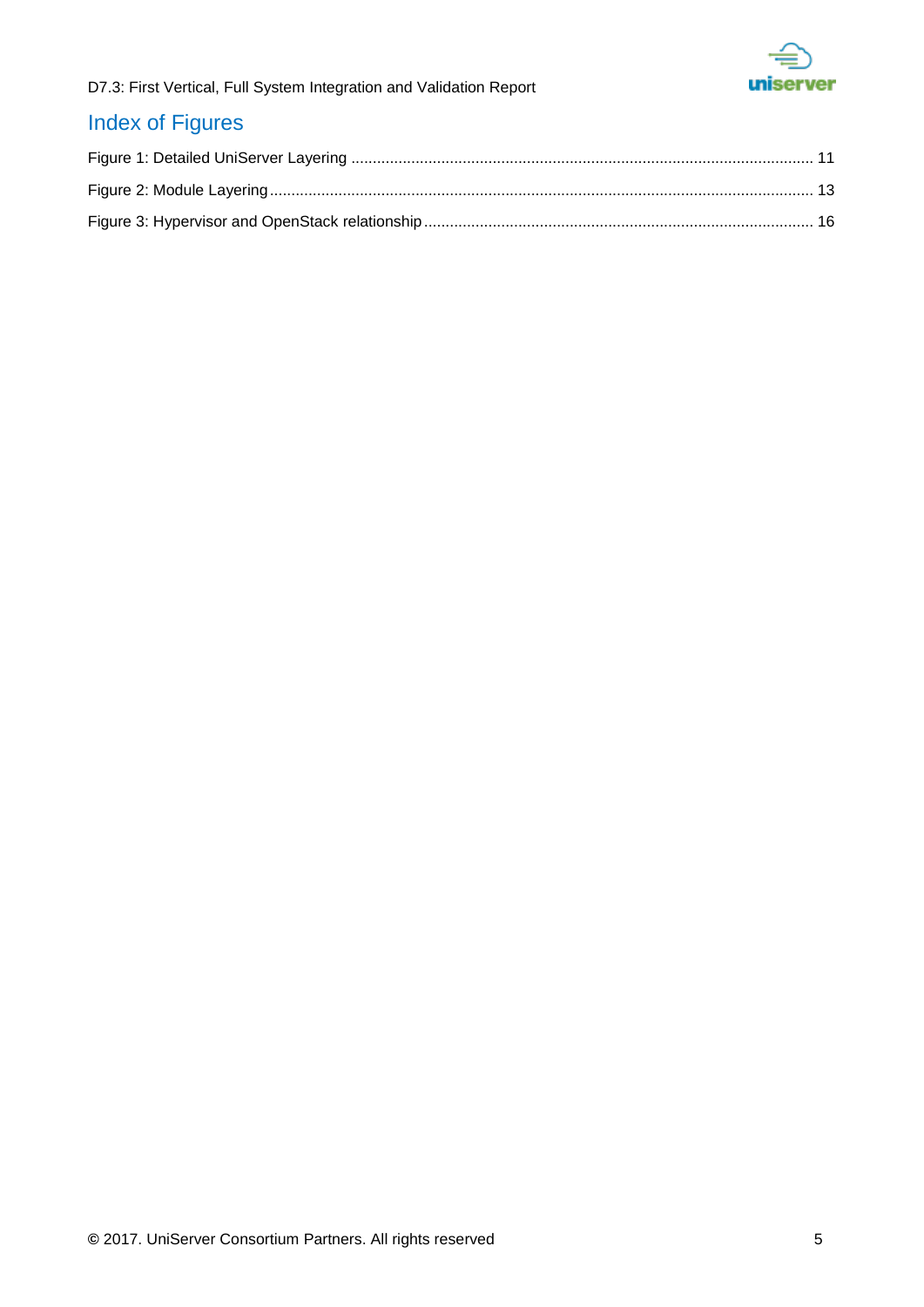# Index of Figures

Figure 1: Detailed UniServer Layering ........................................................................................................... 11

Figure 2: Module Layering .............................................................................................................................. 13

Figure 3: Hypervisor and OpenStack relationship .......................................................................................... 16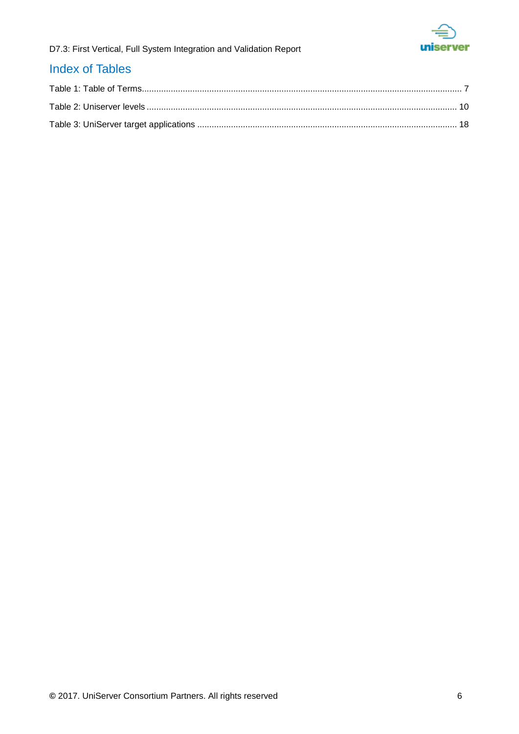# Index of Tables

Table 1: Table of Terms .......... 7

Table 2: Uniserver levels .......... 10

Table 3: UniServer target applications .......... 18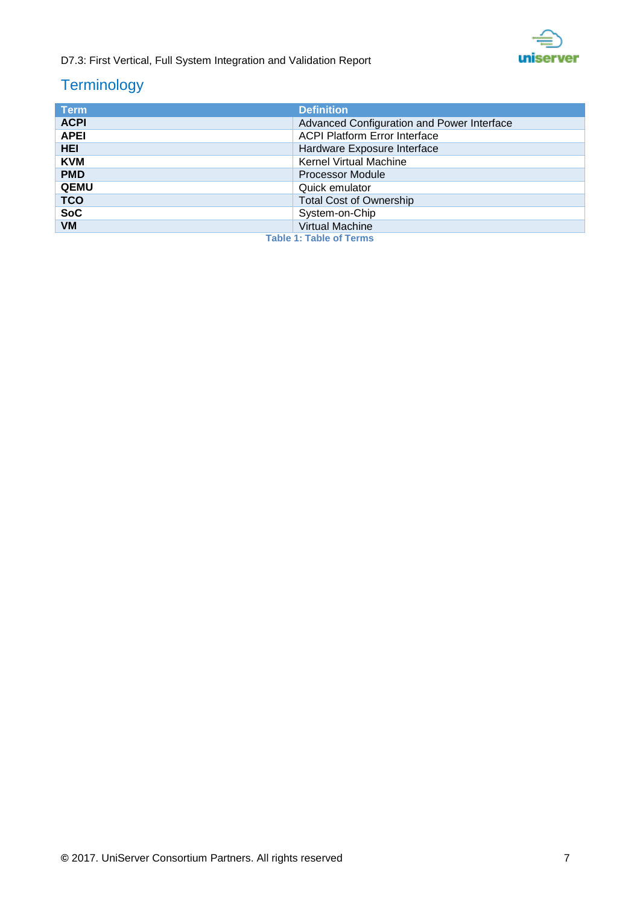# Terminology

| Term | Definition |
|---|---|
| **ACPI** | Advanced Configuration and Power Interface |
| **APEI** | ACPI Platform Error Interface |
| **HEI** | Hardware Exposure Interface |
| **KVM** | Kernel Virtual Machine |
| **PMD** | Processor Module |
| **QEMU** | Quick emulator |
| **TCO** | Total Cost of Ownership |
| **SoC** | System-on-Chip |
| **VM** | Virtual Machine |

Table 1: Table of Terms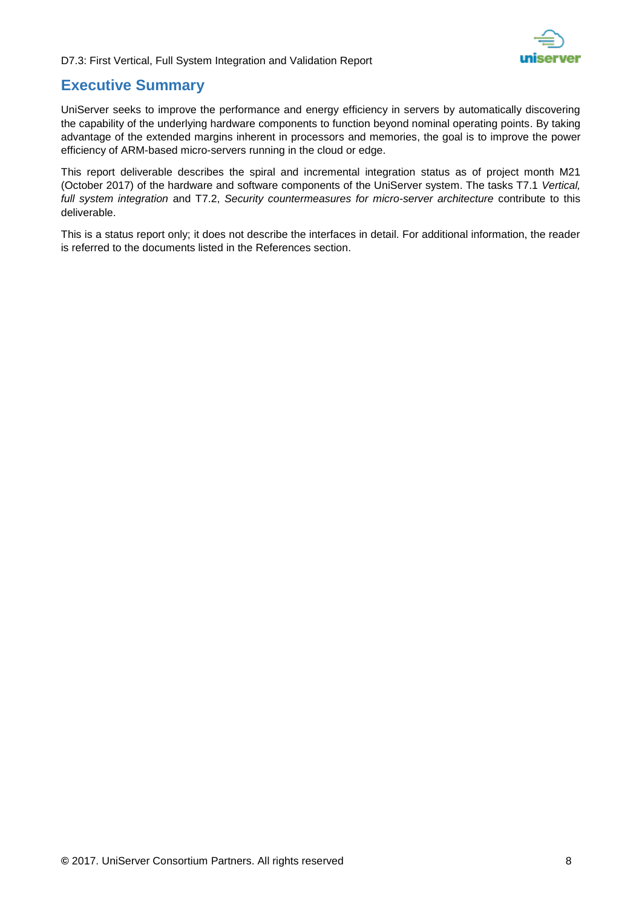# Executive Summary

UniServer seeks to improve the performance and energy efficiency in servers by automatically discovering the capability of the underlying hardware components to function beyond nominal operating points. By taking advantage of the extended margins inherent in processors and memories, the goal is to improve the power efficiency of ARM-based micro-servers running in the cloud or edge.

This report deliverable describes the spiral and incremental integration status as of project month M21 (October 2017) of the hardware and software components of the UniServer system. The tasks T7.1 *Vertical, full system integration* and T7.2, *Security countermeasures for micro-server architecture* contribute to this deliverable.

This is a status report only; it does not describe the interfaces in detail. For additional information, the reader is referred to the documents listed in the References section.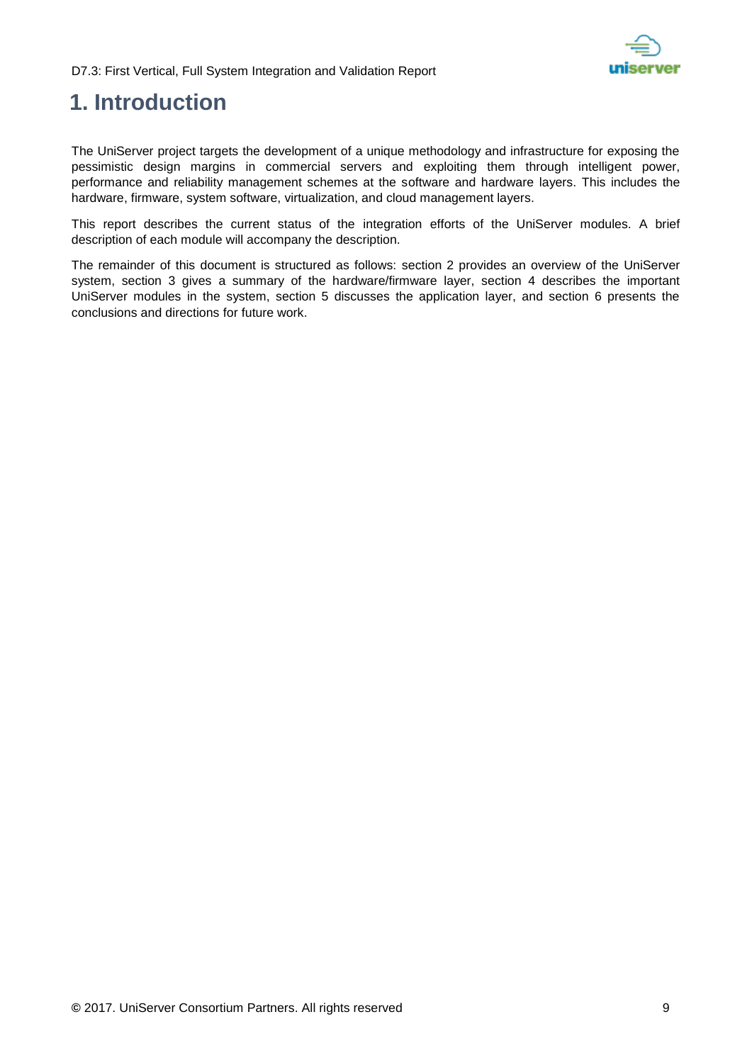# 1. Introduction

The UniServer project targets the development of a unique methodology and infrastructure for exposing the pessimistic design margins in commercial servers and exploiting them through intelligent power, performance and reliability management schemes at the software and hardware layers. This includes the hardware, firmware, system software, virtualization, and cloud management layers.

This report describes the current status of the integration efforts of the UniServer modules. A brief description of each module will accompany the description.

The remainder of this document is structured as follows: section 2 provides an overview of the UniServer system, section 3 gives a summary of the hardware/firmware layer, section 4 describes the important UniServer modules in the system, section 5 discusses the application layer, and section 6 presents the conclusions and directions for future work.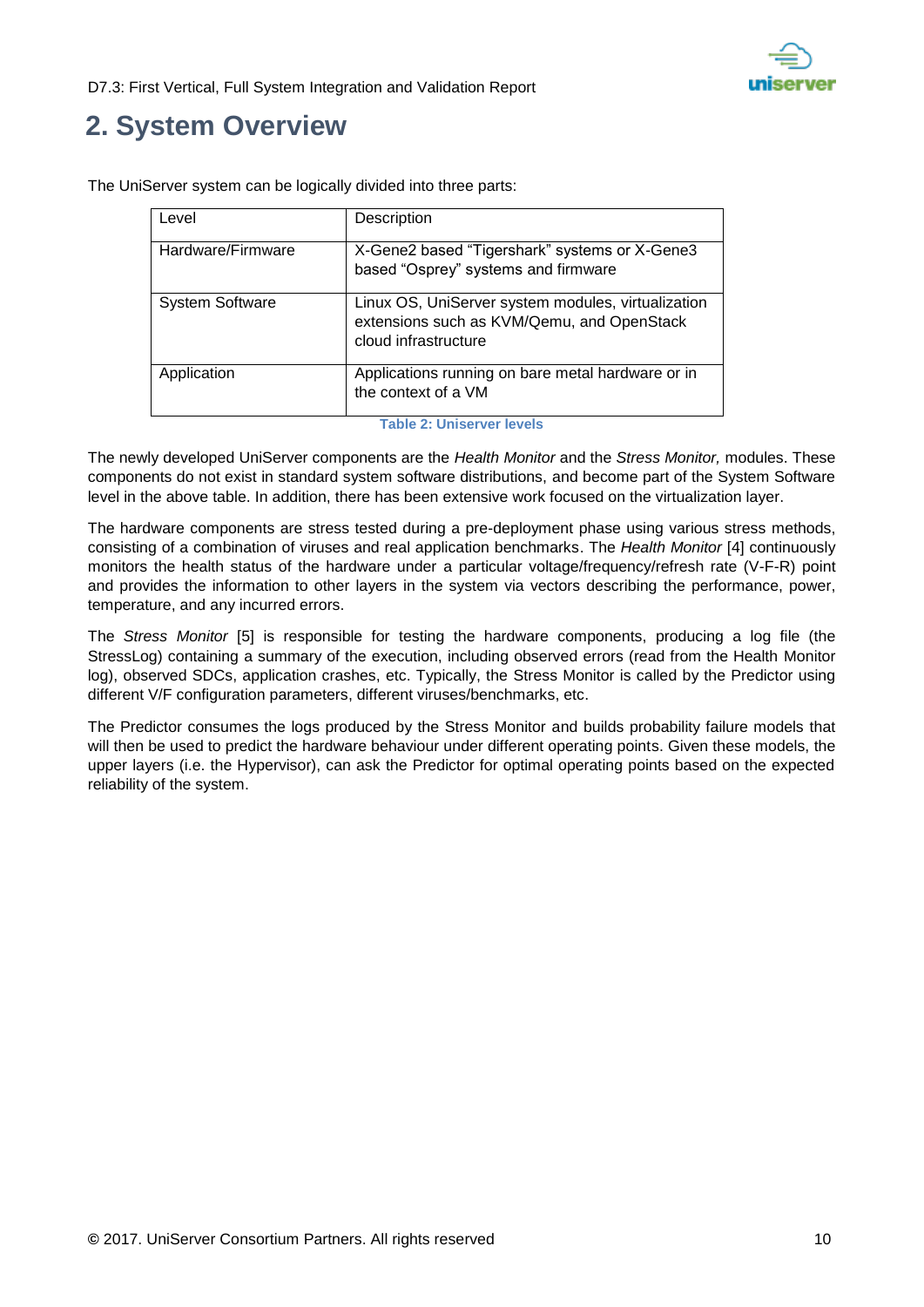# 2. System Overview

The UniServer system can be logically divided into three parts:

| Level | Description |
|---|---|
| Hardware/Firmware | X-Gene2 based "Tigershark" systems or X-Gene3 based "Osprey" systems and firmware |
| System Software | Linux OS, UniServer system modules, virtualization extensions such as KVM/Qemu, and OpenStack cloud infrastructure |
| Application | Applications running on bare metal hardware or in the context of a VM |

**Table 2: Uniserver levels**

The newly developed UniServer components are the *Health Monitor* and the *Stress Monitor,* modules. These components do not exist in standard system software distributions, and become part of the System Software level in the above table. In addition, there has been extensive work focused on the virtualization layer.

The hardware components are stress tested during a pre-deployment phase using various stress methods, consisting of a combination of viruses and real application benchmarks. The *Health Monitor* [4] continuously monitors the health status of the hardware under a particular voltage/frequency/refresh rate (V-F-R) point and provides the information to other layers in the system via vectors describing the performance, power, temperature, and any incurred errors.

The *Stress Monitor* [5] is responsible for testing the hardware components, producing a log file (the StressLog) containing a summary of the execution, including observed errors (read from the Health Monitor log), observed SDCs, application crashes, etc. Typically, the Stress Monitor is called by the Predictor using different V/F configuration parameters, different viruses/benchmarks, etc.

The Predictor consumes the logs produced by the Stress Monitor and builds probability failure models that will then be used to predict the hardware behaviour under different operating points. Given these models, the upper layers (i.e. the Hypervisor), can ask the Predictor for optimal operating points based on the expected reliability of the system.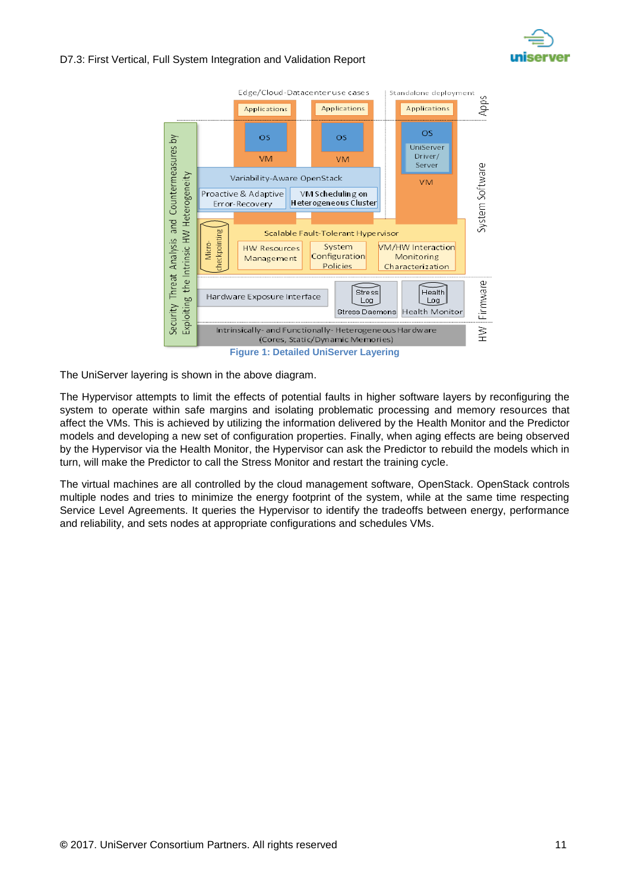Figure 1: Detailed UniServer Layering

The UniServer layering is shown in the above diagram.

The Hypervisor attempts to limit the effects of potential faults in higher software layers by reconfiguring the system to operate within safe margins and isolating problematic processing and memory resources that affect the VMs. This is achieved by utilizing the information delivered by the Health Monitor and the Predictor models and developing a new set of configuration properties. Finally, when aging effects are being observed by the Hypervisor via the Health Monitor, the Hypervisor can ask the Predictor to rebuild the models which in turn, will make the Predictor to call the Stress Monitor and restart the training cycle.

The virtual machines are all controlled by the cloud management software, OpenStack. OpenStack controls multiple nodes and tries to minimize the energy footprint of the system, while at the same time respecting Service Level Agreements. It queries the Hypervisor to identify the tradeoffs between energy, performance and reliability, and sets nodes at appropriate configurations and schedules VMs.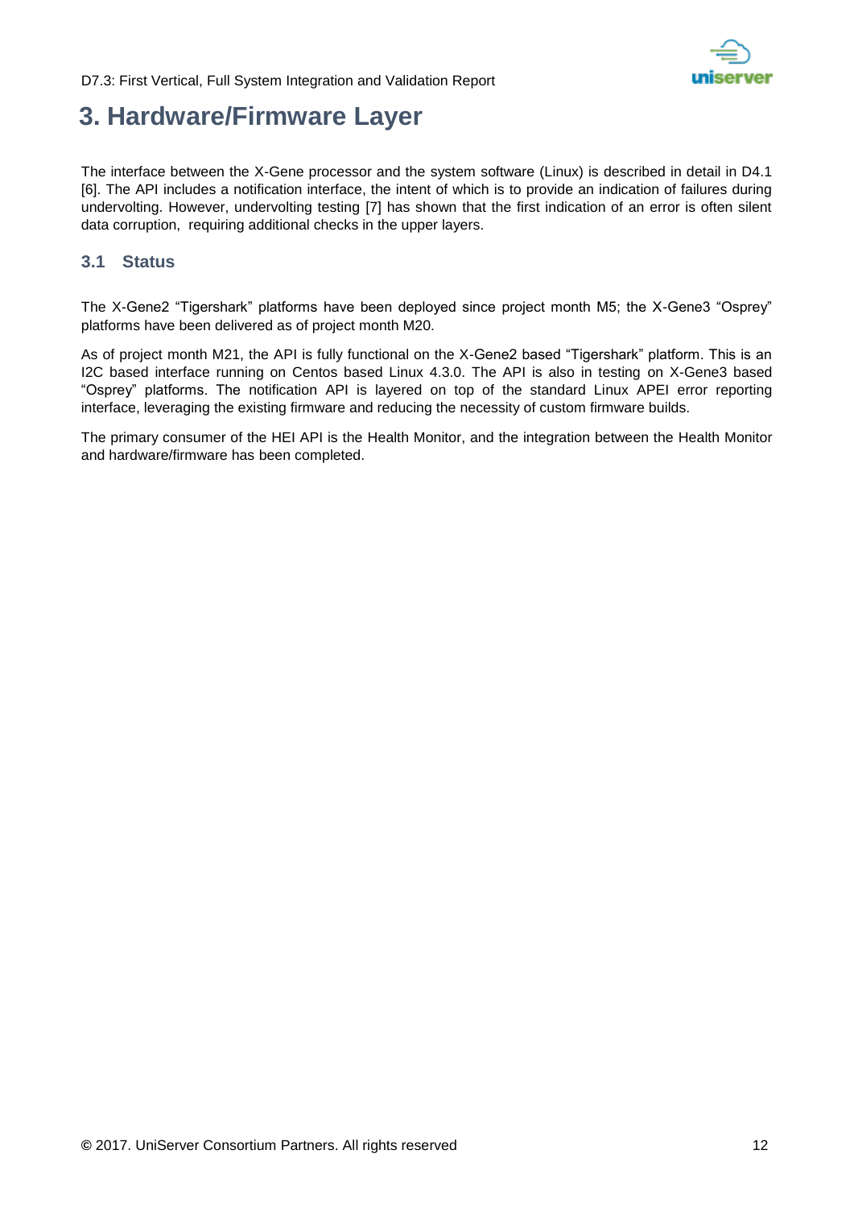# 3. Hardware/Firmware Layer

The interface between the X-Gene processor and the system software (Linux) is described in detail in D4.1 [6]. The API includes a notification interface, the intent of which is to provide an indication of failures during undervolting. However, undervolting testing [7] has shown that the first indication of an error is often silent data corruption, requiring additional checks in the upper layers.

## 3.1 Status

The X-Gene2 "Tigershark" platforms have been deployed since project month M5; the X-Gene3 "Osprey" platforms have been delivered as of project month M20.

As of project month M21, the API is fully functional on the X-Gene2 based "Tigershark" platform. This is an I2C based interface running on Centos based Linux 4.3.0. The API is also in testing on X-Gene3 based "Osprey" platforms. The notification API is layered on top of the standard Linux APEI error reporting interface, leveraging the existing firmware and reducing the necessity of custom firmware builds.

The primary consumer of the HEI API is the Health Monitor, and the integration between the Health Monitor and hardware/firmware has been completed.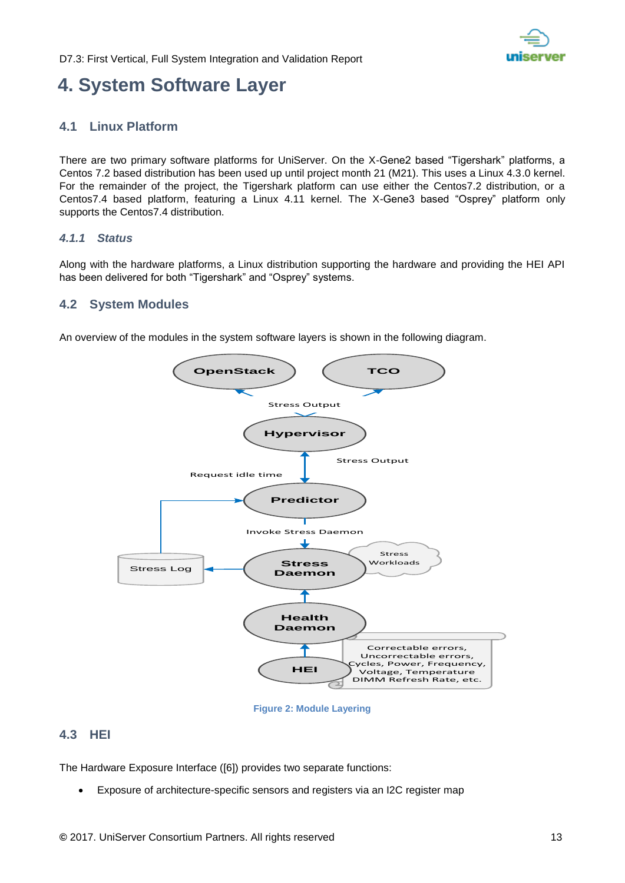# 4. System Software Layer

## 4.1 Linux Platform

There are two primary software platforms for UniServer. On the X-Gene2 based "Tigershark" platforms, a Centos 7.2 based distribution has been used up until project month 21 (M21). This uses a Linux 4.3.0 kernel. For the remainder of the project, the Tigershark platform can use either the Centos7.2 distribution, or a Centos7.4 based platform, featuring a Linux 4.11 kernel. The X-Gene3 based "Osprey" platform only supports the Centos7.4 distribution.

### *4.1.1 Status*

Along with the hardware platforms, a Linux distribution supporting the hardware and providing the HEI API has been delivered for both "Tigershark" and "Osprey" systems.

## 4.2 System Modules

An overview of the modules in the system software layers is shown in the following diagram.

OpenStack

TCO

Stress Output

Hypervisor

Stress Output

Request idle time

Predictor

Invoke Stress Daemon

Stress Workloads

Stress Log

Stress Daemon

Health Daemon

HEI

Correctable errors, Uncorrectable errors, Cycles, Power, Frequency, Voltage, Temperature DIMM Refresh Rate, etc.

Figure 2: Module Layering

## 4.3 HEI

The Hardware Exposure Interface ([6]) provides two separate functions:

- Exposure of architecture-specific sensors and registers via an I2C register map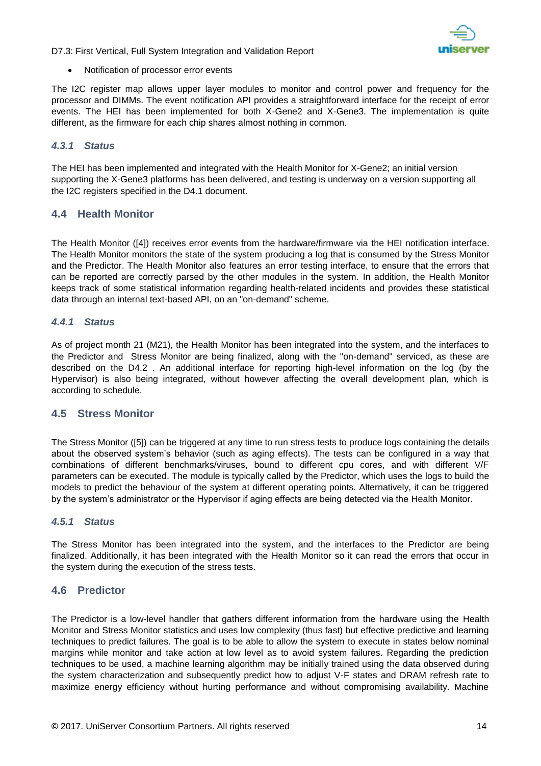- Notification of processor error events

The I2C register map allows upper layer modules to monitor and control power and frequency for the processor and DIMMs. The event notification API provides a straightforward interface for the receipt of error events. The HEI has been implemented for both X-Gene2 and X-Gene3. The implementation is quite different, as the firmware for each chip shares almost nothing in common.

#### 4.3.1 Status

The HEI has been implemented and integrated with the Health Monitor for X-Gene2; an initial version supporting the X-Gene3 platforms has been delivered, and testing is underway on a version supporting all the I2C registers specified in the D4.1 document.

### 4.4 Health Monitor

The Health Monitor ([4]) receives error events from the hardware/firmware via the HEI notification interface. The Health Monitor monitors the state of the system producing a log that is consumed by the Stress Monitor and the Predictor. The Health Monitor also features an error testing interface, to ensure that the errors that can be reported are correctly parsed by the other modules in the system. In addition, the Health Monitor keeps track of some statistical information regarding health-related incidents and provides these statistical data through an internal text-based API, on an "on-demand" scheme.

#### 4.4.1 Status

As of project month 21 (M21), the Health Monitor has been integrated into the system, and the interfaces to the Predictor and Stress Monitor are being finalized, along with the "on-demand" serviced, as these are described on the D4.2 . An additional interface for reporting high-level information on the log (by the Hypervisor) is also being integrated, without however affecting the overall development plan, which is according to schedule.

### 4.5 Stress Monitor

The Stress Monitor ([5]) can be triggered at any time to run stress tests to produce logs containing the details about the observed system's behavior (such as aging effects). The tests can be configured in a way that combinations of different benchmarks/viruses, bound to different cpu cores, and with different V/F parameters can be executed. The module is typically called by the Predictor, which uses the logs to build the models to predict the behaviour of the system at different operating points. Alternatively, it can be triggered by the system's administrator or the Hypervisor if aging effects are being detected via the Health Monitor.

#### 4.5.1 Status

The Stress Monitor has been integrated into the system, and the interfaces to the Predictor are being finalized. Additionally, it has been integrated with the Health Monitor so it can read the errors that occur in the system during the execution of the stress tests.

### 4.6 Predictor

The Predictor is a low-level handler that gathers different information from the hardware using the Health Monitor and Stress Monitor statistics and uses low complexity (thus fast) but effective predictive and learning techniques to predict failures. The goal is to be able to allow the system to execute in states below nominal margins while monitor and take action at low level as to avoid system failures. Regarding the prediction techniques to be used, a machine learning algorithm may be initially trained using the data observed during the system characterization and subsequently predict how to adjust V-F states and DRAM refresh rate to maximize energy efficiency without hurting performance and without compromising availability. Machine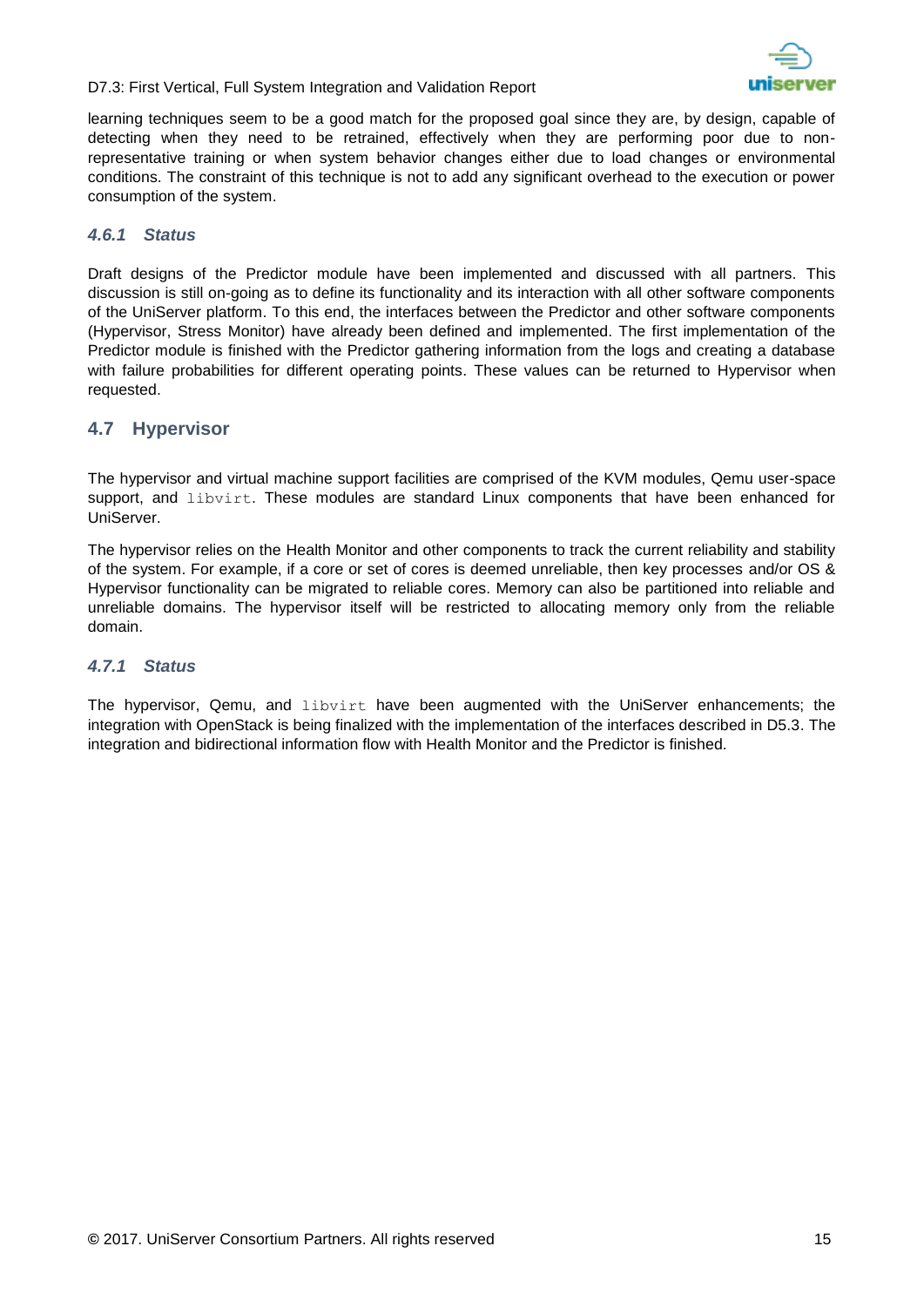learning techniques seem to be a good match for the proposed goal since they are, by design, capable of detecting when they need to be retrained, effectively when they are performing poor due to non-representative training or when system behavior changes either due to load changes or environmental conditions. The constraint of this technique is not to add any significant overhead to the execution or power consumption of the system.

### 4.6.1 Status

Draft designs of the Predictor module have been implemented and discussed with all partners. This discussion is still on-going as to define its functionality and its interaction with all other software components of the UniServer platform. To this end, the interfaces between the Predictor and other software components (Hypervisor, Stress Monitor) have already been defined and implemented. The first implementation of the Predictor module is finished with the Predictor gathering information from the logs and creating a database with failure probabilities for different operating points. These values can be returned to Hypervisor when requested.

## 4.7 Hypervisor

The hypervisor and virtual machine support facilities are comprised of the KVM modules, Qemu user-space support, and `libvirt`. These modules are standard Linux components that have been enhanced for UniServer.

The hypervisor relies on the Health Monitor and other components to track the current reliability and stability of the system. For example, if a core or set of cores is deemed unreliable, then key processes and/or OS & Hypervisor functionality can be migrated to reliable cores. Memory can also be partitioned into reliable and unreliable domains. The hypervisor itself will be restricted to allocating memory only from the reliable domain.

### 4.7.1 Status

The hypervisor, Qemu, and `libvirt` have been augmented with the UniServer enhancements; the integration with OpenStack is being finalized with the implementation of the interfaces described in D5.3. The integration and bidirectional information flow with Health Monitor and the Predictor is finished.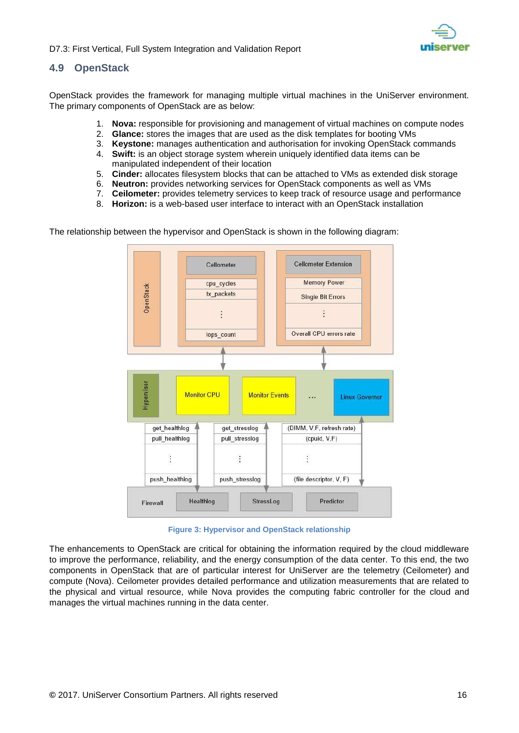## 4.9 OpenStack

OpenStack provides the framework for managing multiple virtual machines in the UniServer environment. The primary components of OpenStack are as below:

1. **Nova:** responsible for provisioning and management of virtual machines on compute nodes
2. **Glance:** stores the images that are used as the disk templates for booting VMs
3. **Keystone:** manages authentication and authorisation for invoking OpenStack commands
4. **Swift:** is an object storage system wherein uniquely identified data items can be manipulated independent of their location
5. **Cinder:** allocates filesystem blocks that can be attached to VMs as extended disk storage
6. **Neutron:** provides networking services for OpenStack components as well as VMs
7. **Ceilometer:** provides telemetry services to keep track of resource usage and performance
8. **Horizon:** is a web-based user interface to interact with an OpenStack installation

The relationship between the hypervisor and OpenStack is shown in the following diagram:

Figure 3: Hypervisor and OpenStack relationship

The enhancements to OpenStack are critical for obtaining the information required by the cloud middleware to improve the performance, reliability, and the energy consumption of the data center. To this end, the two components in OpenStack that are of particular interest for UniServer are the telemetry (Ceilometer) and compute (Nova). Ceilometer provides detailed performance and utilization measurements that are related to the physical and virtual resource, while Nova provides the computing fabric controller for the cloud and manages the virtual machines running in the data center.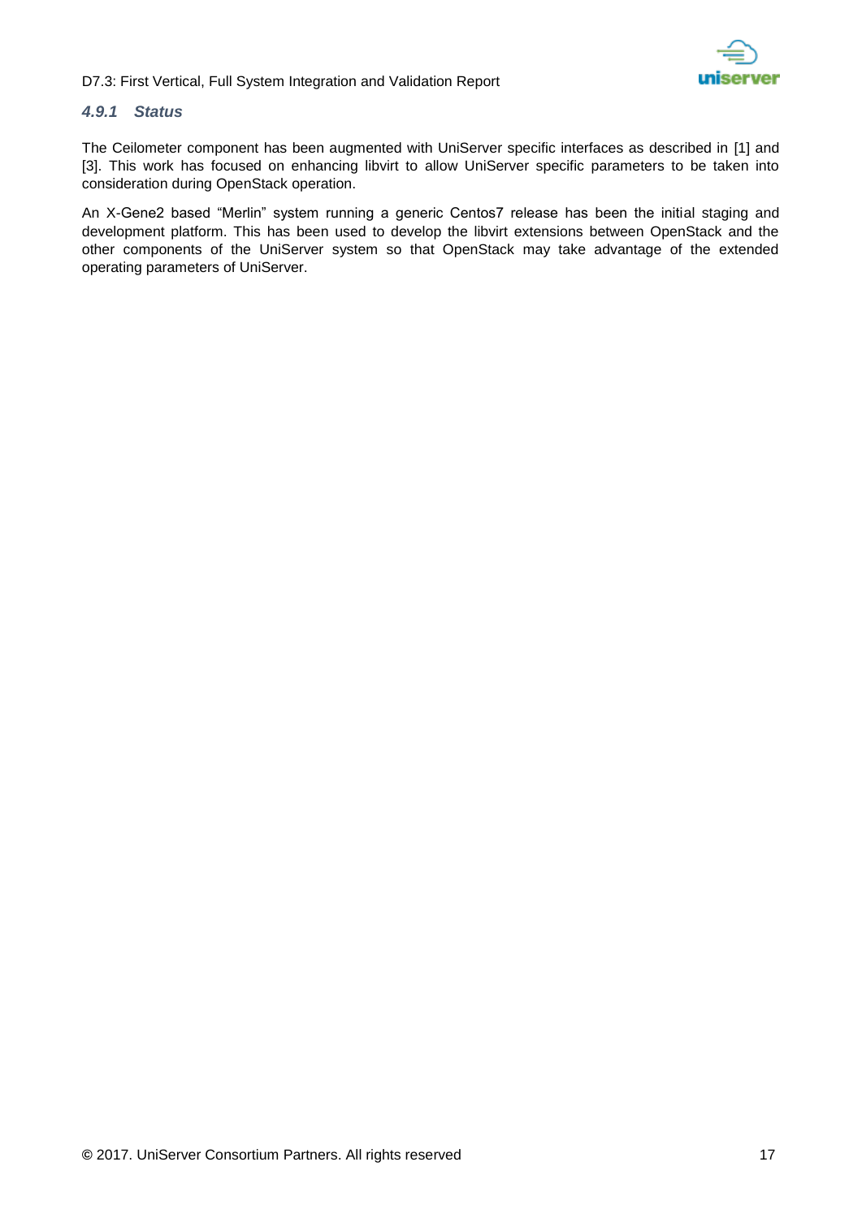### *4.9.1 Status*

The Ceilometer component has been augmented with UniServer specific interfaces as described in [1] and [3]. This work has focused on enhancing libvirt to allow UniServer specific parameters to be taken into consideration during OpenStack operation.

An X-Gene2 based "Merlin" system running a generic Centos7 release has been the initial staging and development platform. This has been used to develop the libvirt extensions between OpenStack and the other components of the UniServer system so that OpenStack may take advantage of the extended operating parameters of UniServer.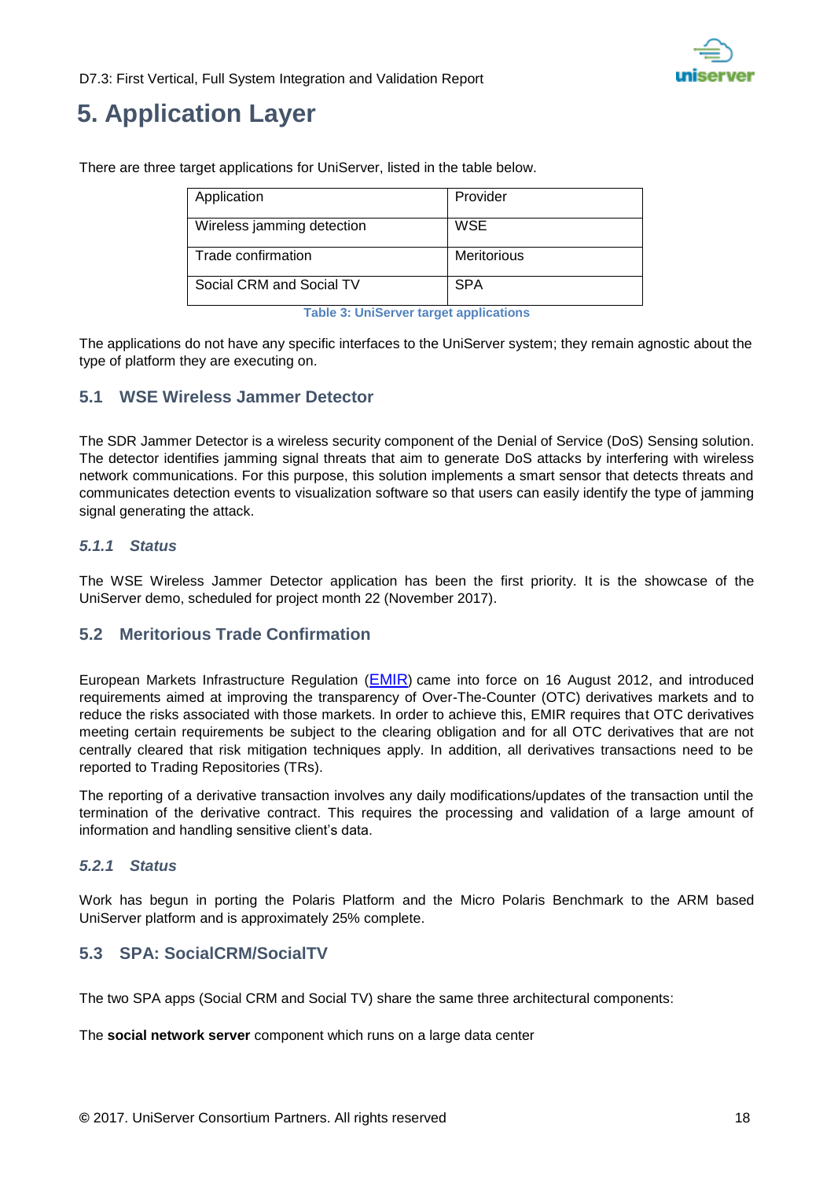# 5. Application Layer

There are three target applications for UniServer, listed in the table below.

| Application | Provider |
|---|---|
| Wireless jamming detection | WSE |
| Trade confirmation | Meritorious |
| Social CRM and Social TV | SPA |

Table 3: UniServer target applications

The applications do not have any specific interfaces to the UniServer system; they remain agnostic about the type of platform they are executing on.

## 5.1 WSE Wireless Jammer Detector

The SDR Jammer Detector is a wireless security component of the Denial of Service (DoS) Sensing solution. The detector identifies jamming signal threats that aim to generate DoS attacks by interfering with wireless network communications. For this purpose, this solution implements a smart sensor that detects threats and communicates detection events to visualization software so that users can easily identify the type of jamming signal generating the attack.

### *5.1.1 Status*

The WSE Wireless Jammer Detector application has been the first priority. It is the showcase of the UniServer demo, scheduled for project month 22 (November 2017).

## 5.2 Meritorious Trade Confirmation

European Markets Infrastructure Regulation (EMIR) came into force on 16 August 2012, and introduced requirements aimed at improving the transparency of Over-The-Counter (OTC) derivatives markets and to reduce the risks associated with those markets. In order to achieve this, EMIR requires that OTC derivatives meeting certain requirements be subject to the clearing obligation and for all OTC derivatives that are not centrally cleared that risk mitigation techniques apply. In addition, all derivatives transactions need to be reported to Trading Repositories (TRs).

The reporting of a derivative transaction involves any daily modifications/updates of the transaction until the termination of the derivative contract. This requires the processing and validation of a large amount of information and handling sensitive client's data.

### *5.2.1 Status*

Work has begun in porting the Polaris Platform and the Micro Polaris Benchmark to the ARM based UniServer platform and is approximately 25% complete.

## 5.3 SPA: SocialCRM/SocialTV

The two SPA apps (Social CRM and Social TV) share the same three architectural components:

The **social network server** component which runs on a large data center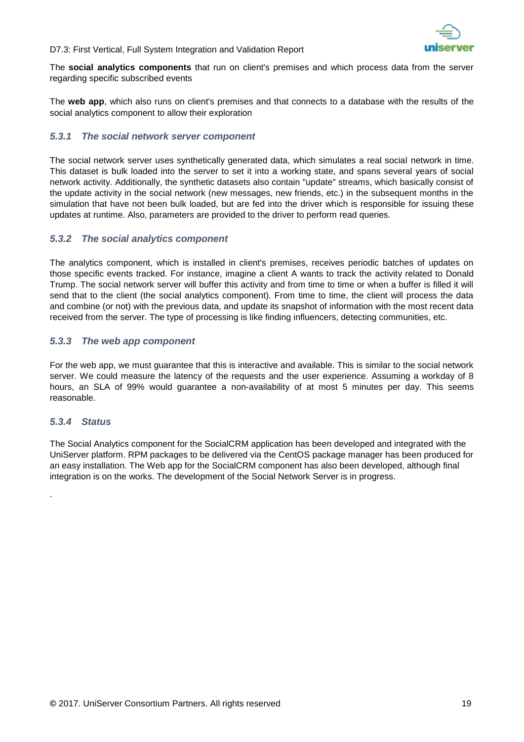The **social analytics components** that run on client's premises and which process data from the server regarding specific subscribed events

The **web app**, which also runs on client's premises and that connects to a database with the results of the social analytics component to allow their exploration

### *5.3.1 The social network server component*

The social network server uses synthetically generated data, which simulates a real social network in time. This dataset is bulk loaded into the server to set it into a working state, and spans several years of social network activity. Additionally, the synthetic datasets also contain "update" streams, which basically consist of the update activity in the social network (new messages, new friends, etc.) in the subsequent months in the simulation that have not been bulk loaded, but are fed into the driver which is responsible for issuing these updates at runtime. Also, parameters are provided to the driver to perform read queries.

### *5.3.2 The social analytics component*

The analytics component, which is installed in client's premises, receives periodic batches of updates on those specific events tracked. For instance, imagine a client A wants to track the activity related to Donald Trump. The social network server will buffer this activity and from time to time or when a buffer is filled it will send that to the client (the social analytics component). From time to time, the client will process the data and combine (or not) with the previous data, and update its snapshot of information with the most recent data received from the server. The type of processing is like finding influencers, detecting communities, etc.

### *5.3.3 The web app component*

For the web app, we must guarantee that this is interactive and available. This is similar to the social network server. We could measure the latency of the requests and the user experience. Assuming a workday of 8 hours, an SLA of 99% would guarantee a non-availability of at most 5 minutes per day. This seems reasonable.

### *5.3.4 Status*

The Social Analytics component for the SocialCRM application has been developed and integrated with the UniServer platform. RPM packages to be delivered via the CentOS package manager has been produced for an easy installation. The Web app for the SocialCRM component has also been developed, although final integration is on the works. The development of the Social Network Server is in progress.

.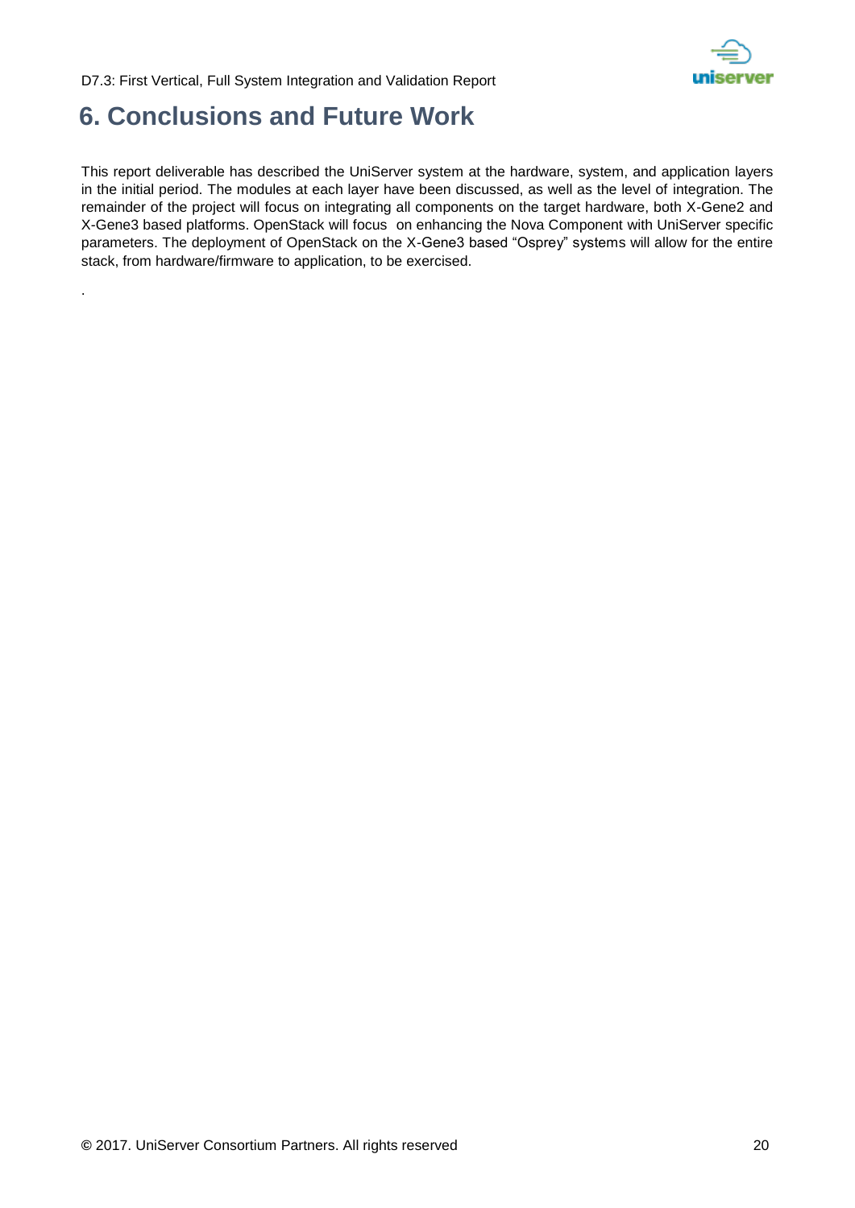# 6. Conclusions and Future Work

This report deliverable has described the UniServer system at the hardware, system, and application layers in the initial period. The modules at each layer have been discussed, as well as the level of integration. The remainder of the project will focus on integrating all components on the target hardware, both X-Gene2 and X-Gene3 based platforms. OpenStack will focus on enhancing the Nova Component with UniServer specific parameters. The deployment of OpenStack on the X-Gene3 based "Osprey" systems will allow for the entire stack, from hardware/firmware to application, to be exercised.

.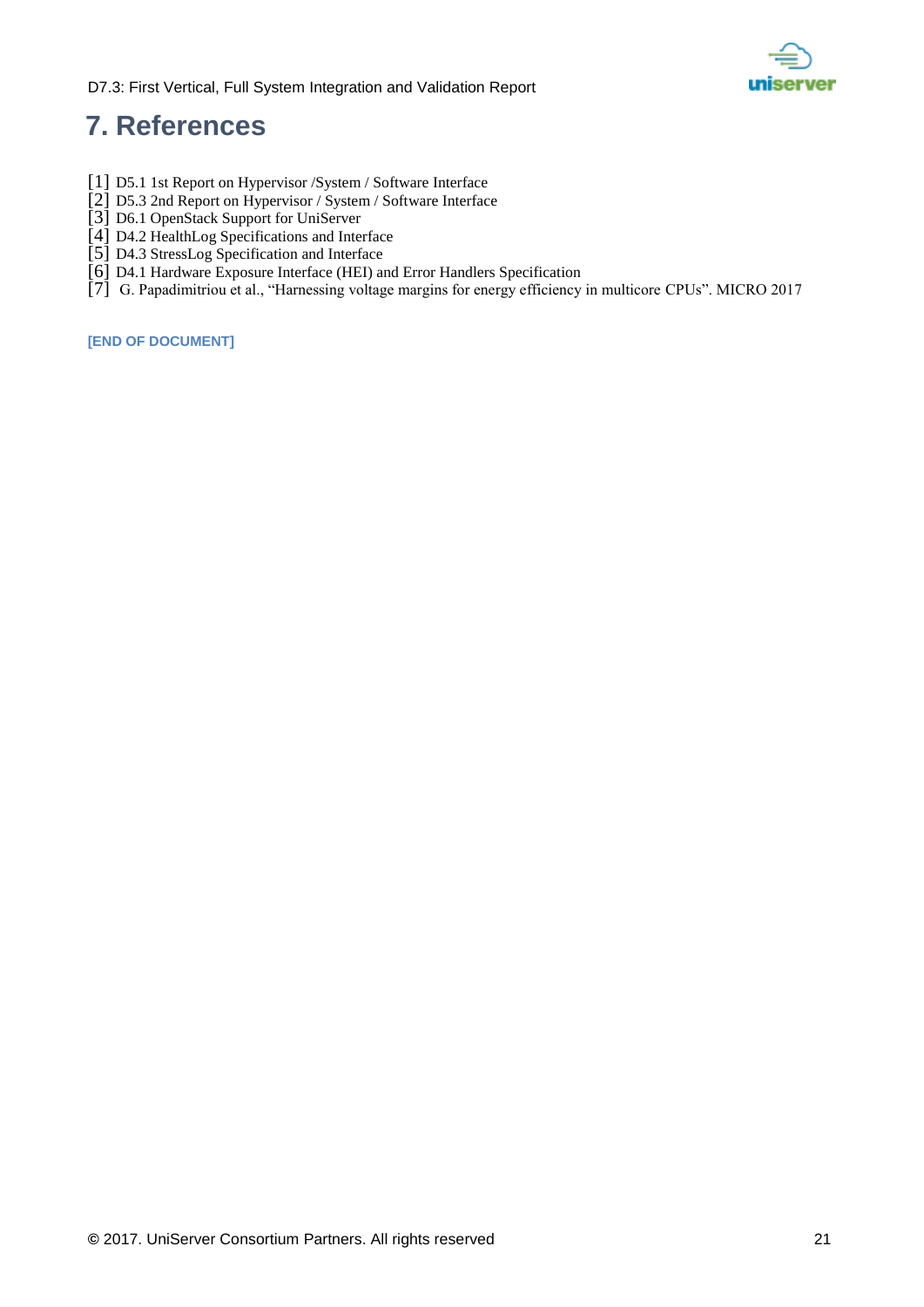# 7. References

[1] D5.1 1st Report on Hypervisor /System / Software Interface
[2] D5.3 2nd Report on Hypervisor / System / Software Interface
[3] D6.1 OpenStack Support for UniServer
[4] D4.2 HealthLog Specifications and Interface
[5] D4.3 StressLog Specification and Interface
[6] D4.1 Hardware Exposure Interface (HEI) and Error Handlers Specification
[7] G. Papadimitriou et al., "Harnessing voltage margins for energy efficiency in multicore CPUs". MICRO 2017

**[END OF DOCUMENT]**